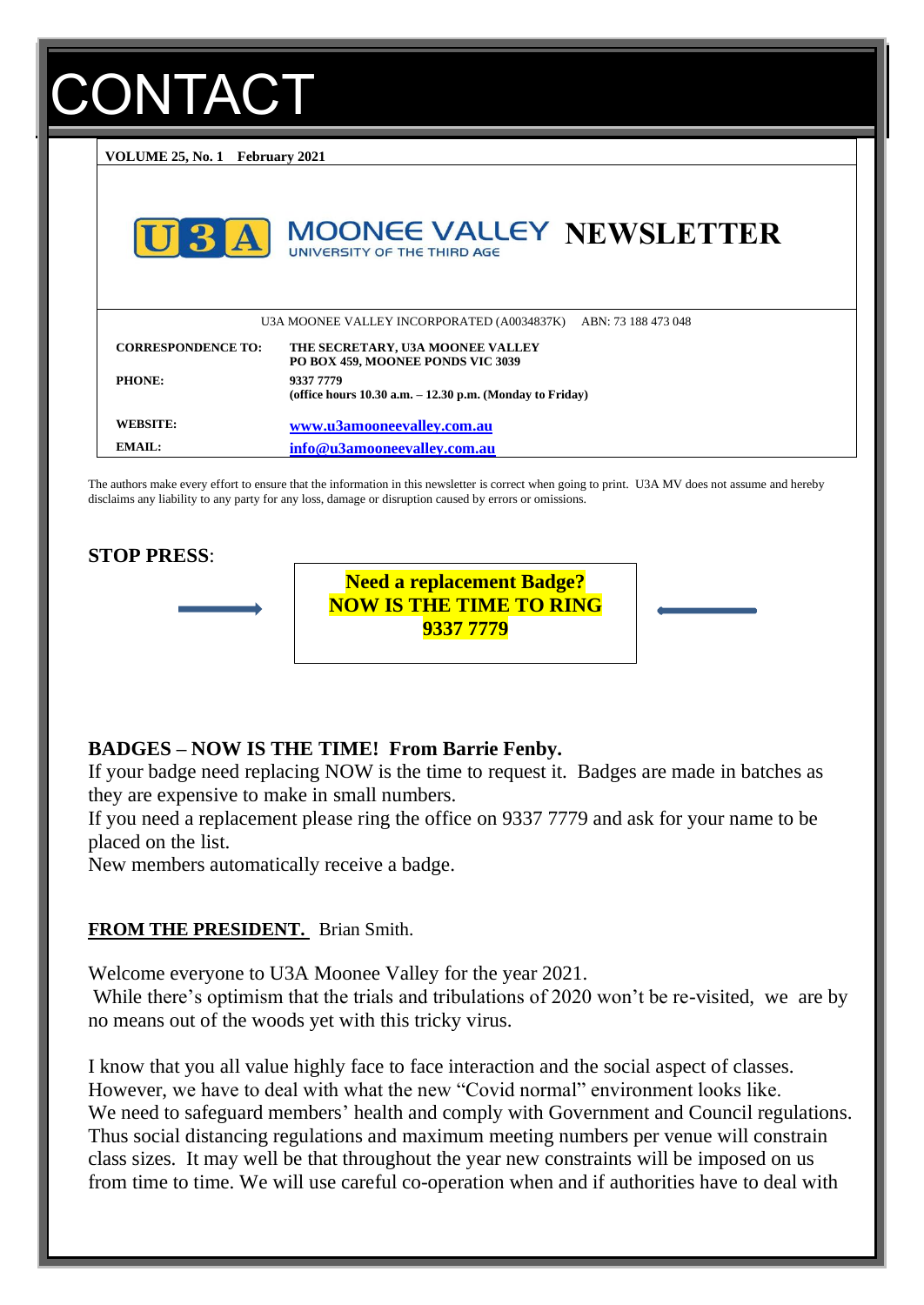# CONTACT

**VOLUME 25, No. 1 February 2021**

# U3A MOONEE VALLEY NEWSLETTER

UNIVERSITY OF THE THIRD AGE

U3A MOONEE VALLEY INCORPORATED (A0034837K) ABN: 73 188 473 048

| | |
|---|---|
| **CORRESPONDENCE TO:** | **THE SECRETARY, U3A MOONEE VALLEY**<br>**PO BOX 459, MOONEE PONDS VIC 3039** |
| **PHONE:** | **9337 7779**<br>**(office hours 10.30 a.m. – 12.30 p.m. (Monday to Friday)** |
| **WEBSITE:** | **www.u3amooneevalley.com.au** |
| **EMAIL:** | **info@u3amooneevalley.com.au** |

The authors make every effort to ensure that the information in this newsletter is correct when going to print. U3A MV does not assume and hereby disclaims any liability to any party for any loss, damage or disruption caused by errors or omissions.

**STOP PRESS**:

**Need a replacement Badge?**
**NOW IS THE TIME TO RING**
**9337 7779**

**BADGES – NOW IS THE TIME! From Barrie Fenby.**

If your badge need replacing NOW is the time to request it. Badges are made in batches as they are expensive to make in small numbers.
If you need a replacement please ring the office on 9337 7779 and ask for your name to be placed on the list.
New members automatically receive a badge.

**FROM THE PRESIDENT.** Brian Smith.

Welcome everyone to U3A Moonee Valley for the year 2021.
While there's optimism that the trials and tribulations of 2020 won't be re-visited, we are by no means out of the woods yet with this tricky virus.

I know that you all value highly face to face interaction and the social aspect of classes. However, we have to deal with what the new "Covid normal" environment looks like. We need to safeguard members' health and comply with Government and Council regulations. Thus social distancing regulations and maximum meeting numbers per venue will constrain class sizes. It may well be that throughout the year new constraints will be imposed on us from time to time. We will use careful co-operation when and if authorities have to deal with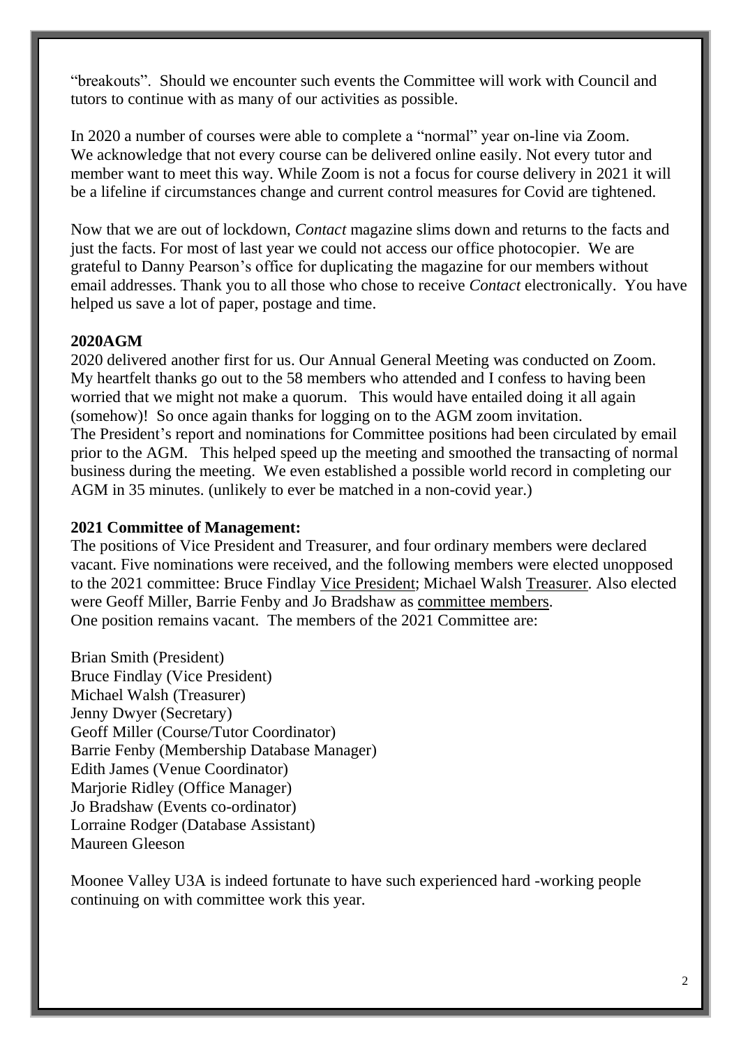"breakouts". Should we encounter such events the Committee will work with Council and tutors to continue with as many of our activities as possible.

In 2020 a number of courses were able to complete a "normal" year on-line via Zoom. We acknowledge that not every course can be delivered online easily. Not every tutor and member want to meet this way. While Zoom is not a focus for course delivery in 2021 it will be a lifeline if circumstances change and current control measures for Covid are tightened.

Now that we are out of lockdown, *Contact* magazine slims down and returns to the facts and just the facts. For most of last year we could not access our office photocopier. We are grateful to Danny Pearson's office for duplicating the magazine for our members without email addresses. Thank you to all those who chose to receive *Contact* electronically. You have helped us save a lot of paper, postage and time.

**2020AGM**

2020 delivered another first for us. Our Annual General Meeting was conducted on Zoom. My heartfelt thanks go out to the 58 members who attended and I confess to having been worried that we might not make a quorum. This would have entailed doing it all again (somehow)! So once again thanks for logging on to the AGM zoom invitation.
The President's report and nominations for Committee positions had been circulated by email prior to the AGM. This helped speed up the meeting and smoothed the transacting of normal business during the meeting. We even established a possible world record in completing our AGM in 35 minutes. (unlikely to ever be matched in a non-covid year.)

**2021 Committee of Management:**

The positions of Vice President and Treasurer, and four ordinary members were declared vacant. Five nominations were received, and the following members were elected unopposed to the 2021 committee: Bruce Findlay Vice President; Michael Walsh Treasurer. Also elected were Geoff Miller, Barrie Fenby and Jo Bradshaw as committee members.
One position remains vacant. The members of the 2021 Committee are:

Brian Smith (President)
Bruce Findlay (Vice President)
Michael Walsh (Treasurer)
Jenny Dwyer (Secretary)
Geoff Miller (Course/Tutor Coordinator)
Barrie Fenby (Membership Database Manager)
Edith James (Venue Coordinator)
Marjorie Ridley (Office Manager)
Jo Bradshaw (Events co-ordinator)
Lorraine Rodger (Database Assistant)
Maureen Gleeson

Moonee Valley U3A is indeed fortunate to have such experienced hard -working people continuing on with committee work this year.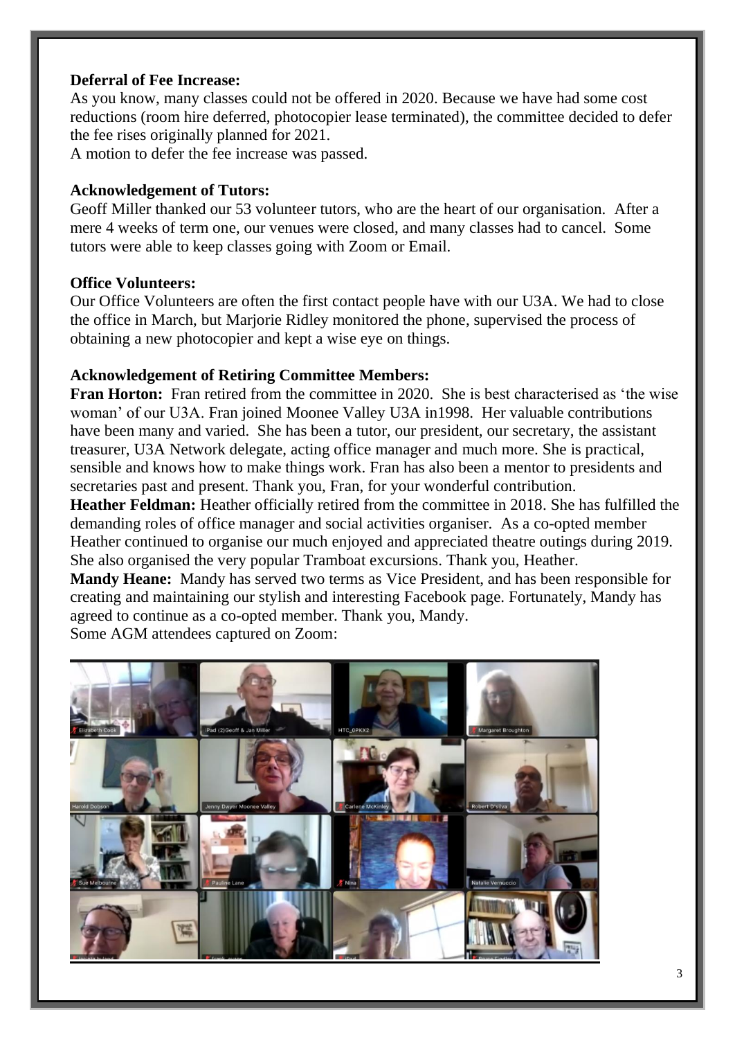**Deferral of Fee Increase:**
As you know, many classes could not be offered in 2020. Because we have had some cost reductions (room hire deferred, photocopier lease terminated), the committee decided to defer the fee rises originally planned for 2021.
A motion to defer the fee increase was passed.

**Acknowledgement of Tutors:**
Geoff Miller thanked our 53 volunteer tutors, who are the heart of our organisation. After a mere 4 weeks of term one, our venues were closed, and many classes had to cancel. Some tutors were able to keep classes going with Zoom or Email.

**Office Volunteers:**
Our Office Volunteers are often the first contact people have with our U3A. We had to close the office in March, but Marjorie Ridley monitored the phone, supervised the process of obtaining a new photocopier and kept a wise eye on things.

**Acknowledgement of Retiring Committee Members:**
**Fran Horton:** Fran retired from the committee in 2020. She is best characterised as 'the wise woman' of our U3A. Fran joined Moonee Valley U3A in1998. Her valuable contributions have been many and varied. She has been a tutor, our president, our secretary, the assistant treasurer, U3A Network delegate, acting office manager and much more. She is practical, sensible and knows how to make things work. Fran has also been a mentor to presidents and secretaries past and present. Thank you, Fran, for your wonderful contribution.
**Heather Feldman:** Heather officially retired from the committee in 2018. She has fulfilled the demanding roles of office manager and social activities organiser. As a co-opted member Heather continued to organise our much enjoyed and appreciated theatre outings during 2019. She also organised the very popular Tramboat excursions. Thank you, Heather.
**Mandy Heane:** Mandy has served two terms as Vice President, and has been responsible for creating and maintaining our stylish and interesting Facebook page. Fortunately, Mandy has agreed to continue as a co-opted member. Thank you, Mandy.
Some AGM attendees captured on Zoom: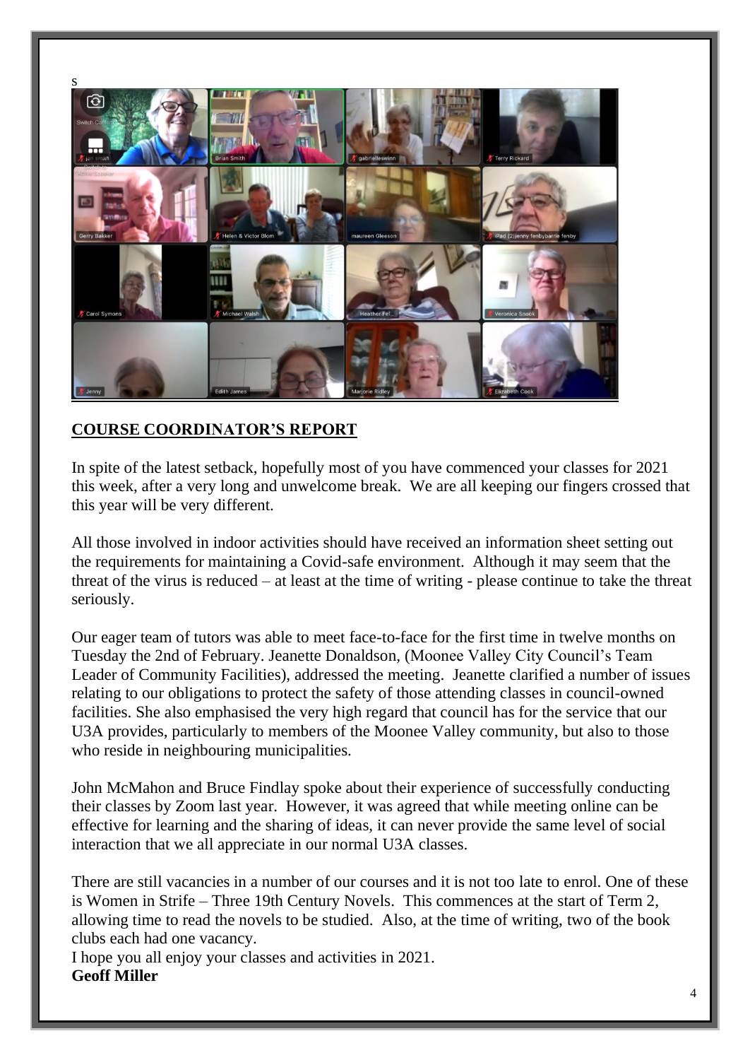s

## COURSE COORDINATOR'S REPORT

In spite of the latest setback, hopefully most of you have commenced your classes for 2021 this week, after a very long and unwelcome break. We are all keeping our fingers crossed that this year will be very different.

All those involved in indoor activities should have received an information sheet setting out the requirements for maintaining a Covid-safe environment. Although it may seem that the threat of the virus is reduced – at least at the time of writing - please continue to take the threat seriously.

Our eager team of tutors was able to meet face-to-face for the first time in twelve months on Tuesday the 2nd of February. Jeanette Donaldson, (Moonee Valley City Council's Team Leader of Community Facilities), addressed the meeting. Jeanette clarified a number of issues relating to our obligations to protect the safety of those attending classes in council-owned facilities. She also emphasised the very high regard that council has for the service that our U3A provides, particularly to members of the Moonee Valley community, but also to those who reside in neighbouring municipalities.

John McMahon and Bruce Findlay spoke about their experience of successfully conducting their classes by Zoom last year. However, it was agreed that while meeting online can be effective for learning and the sharing of ideas, it can never provide the same level of social interaction that we all appreciate in our normal U3A classes.

There are still vacancies in a number of our courses and it is not too late to enrol. One of these is Women in Strife – Three 19th Century Novels. This commences at the start of Term 2, allowing time to read the novels to be studied. Also, at the time of writing, two of the book clubs each had one vacancy.
I hope you all enjoy your classes and activities in 2021.
**Geoff Miller**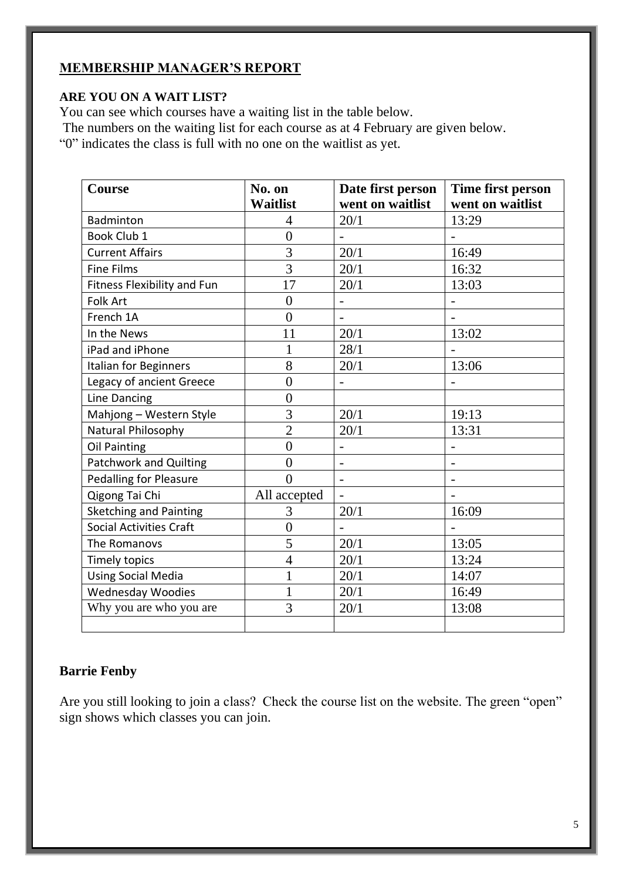## MEMBERSHIP MANAGER'S REPORT

**ARE YOU ON A WAIT LIST?**

You can see which courses have a waiting list in the table below.
The numbers on the waiting list for each course as at 4 February are given below.
"0" indicates the class is full with no one on the waitlist as yet.

| Course | No. on Waitlist | Date first person went on waitlist | Time first person went on waitlist |
|---|---|---|---|
| Badminton | 4 | 20/1 | 13:29 |
| Book Club 1 | 0 | - | - |
| Current Affairs | 3 | 20/1 | 16:49 |
| Fine Films | 3 | 20/1 | 16:32 |
| Fitness Flexibility and Fun | 17 | 20/1 | 13:03 |
| Folk Art | 0 | - | - |
| French 1A | 0 | - | - |
| In the News | 11 | 20/1 | 13:02 |
| iPad and iPhone | 1 | 28/1 | - |
| Italian for Beginners | 8 | 20/1 | 13:06 |
| Legacy of ancient Greece | 0 | - | - |
| Line Dancing | 0 | | |
| Mahjong – Western Style | 3 | 20/1 | 19:13 |
| Natural Philosophy | 2 | 20/1 | 13:31 |
| Oil Painting | 0 | - | - |
| Patchwork and Quilting | 0 | - | - |
| Pedalling for Pleasure | 0 | - | - |
| Qigong Tai Chi | All accepted | - | - |
| Sketching and Painting | 3 | 20/1 | 16:09 |
| Social Activities Craft | 0 | - | - |
| The Romanovs | 5 | 20/1 | 13:05 |
| Timely topics | 4 | 20/1 | 13:24 |
| Using Social Media | 1 | 20/1 | 14:07 |
| Wednesday Woodies | 1 | 20/1 | 16:49 |
| Why you are who you are | 3 | 20/1 | 13:08 |
| | | | |

**Barrie Fenby**

Are you still looking to join a class? Check the course list on the website. The green "open" sign shows which classes you can join.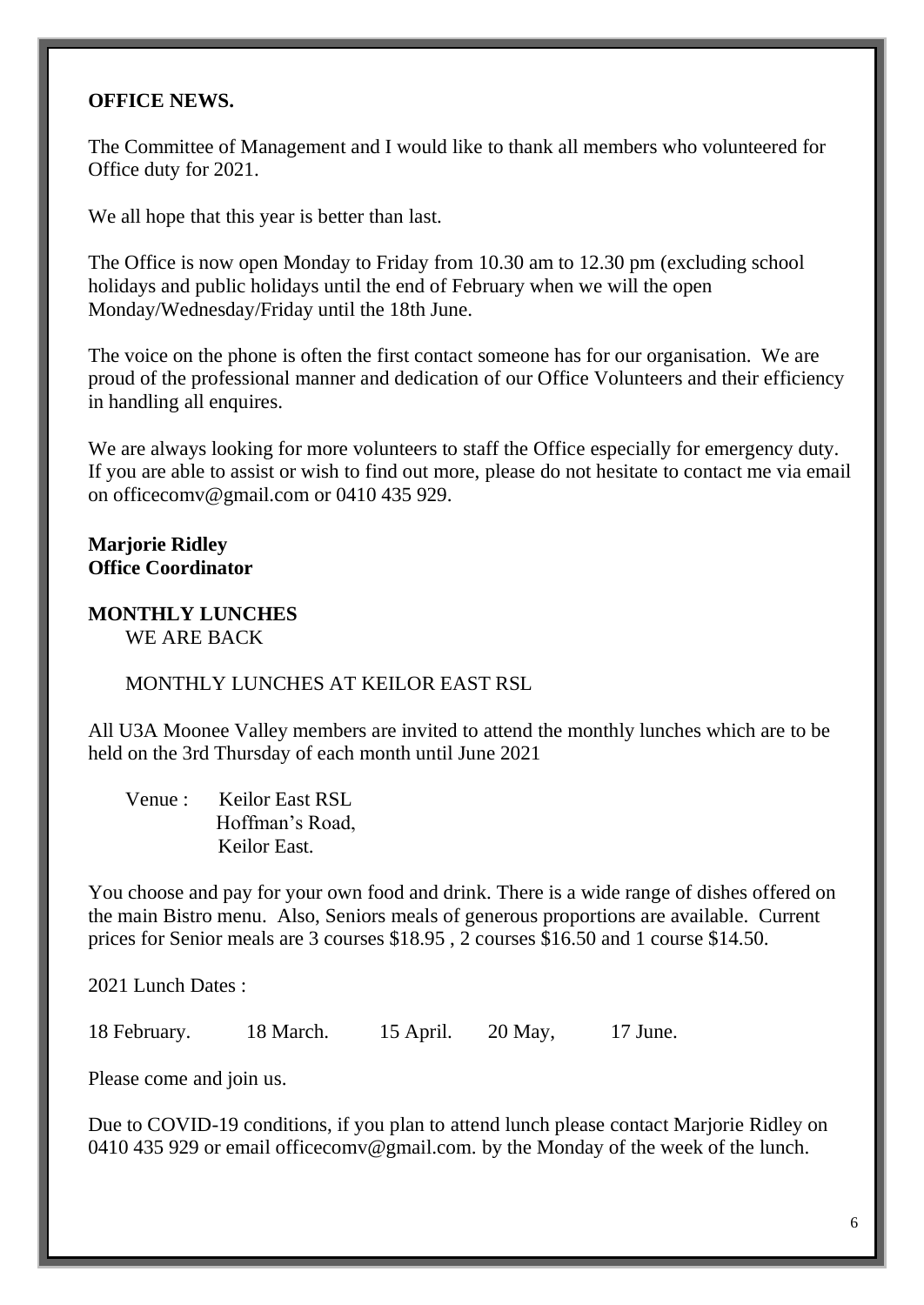**OFFICE NEWS.**

The Committee of Management and I would like to thank all members who volunteered for Office duty for 2021.

We all hope that this year is better than last.

The Office is now open Monday to Friday from 10.30 am to 12.30 pm (excluding school holidays and public holidays until the end of February when we will the open Monday/Wednesday/Friday until the 18th June.

The voice on the phone is often the first contact someone has for our organisation. We are proud of the professional manner and dedication of our Office Volunteers and their efficiency in handling all enquires.

We are always looking for more volunteers to staff the Office especially for emergency duty. If you are able to assist or wish to find out more, please do not hesitate to contact me via email on officecomv@gmail.com or 0410 435 929.

**Marjorie Ridley**
**Office Coordinator**

**MONTHLY LUNCHES**

WE ARE BACK

MONTHLY LUNCHES AT KEILOR EAST RSL

All U3A Moonee Valley members are invited to attend the monthly lunches which are to be held on the 3rd Thursday of each month until June 2021

Venue : Keilor East RSL
Hoffman's Road,
Keilor East.

You choose and pay for your own food and drink. There is a wide range of dishes offered on the main Bistro menu. Also, Seniors meals of generous proportions are available. Current prices for Senior meals are 3 courses $18.95 , 2 courses $16.50 and 1 course $14.50.

2021 Lunch Dates :

18 February. 18 March. 15 April. 20 May, 17 June.

Please come and join us.

Due to COVID-19 conditions, if you plan to attend lunch please contact Marjorie Ridley on 0410 435 929 or email officecomv@gmail.com. by the Monday of the week of the lunch.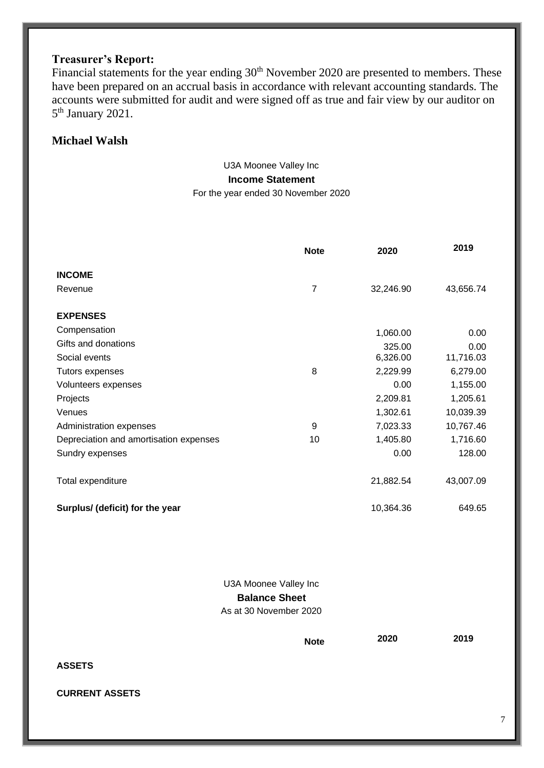**Treasurer's Report:**
Financial statements for the year ending 30th November 2020 are presented to members. These have been prepared on an accrual basis in accordance with relevant accounting standards. The accounts were submitted for audit and were signed off as true and fair view by our auditor on 5th January 2021.

**Michael Walsh**

U3A Moonee Valley Inc

**Income Statement**

For the year ended 30 November 2020

| | Note | 2020 | 2019 |
|---|---|---|---|
| **INCOME** | | | |
| Revenue | 7 | 32,246.90 | 43,656.74 |
| **EXPENSES** | | | |
| Compensation | | 1,060.00 | 0.00 |
| Gifts and donations | | 325.00 | 0.00 |
| Social events | | 6,326.00 | 11,716.03 |
| Tutors expenses | 8 | 2,229.99 | 6,279.00 |
| Volunteers expenses | | 0.00 | 1,155.00 |
| Projects | | 2,209.81 | 1,205.61 |
| Venues | | 1,302.61 | 10,039.39 |
| Administration expenses | 9 | 7,023.33 | 10,767.46 |
| Depreciation and amortisation expenses | 10 | 1,405.80 | 1,716.60 |
| Sundry expenses | | 0.00 | 128.00 |
| Total expenditure | | 21,882.54 | 43,007.09 |
| **Surplus/ (deficit) for the year** | | 10,364.36 | 649.65 |

U3A Moonee Valley Inc

**Balance Sheet**

As at 30 November 2020

| | Note | 2020 | 2019 |
|---|---|---|---|
| **ASSETS** | | | |
| **CURRENT ASSETS** | | | |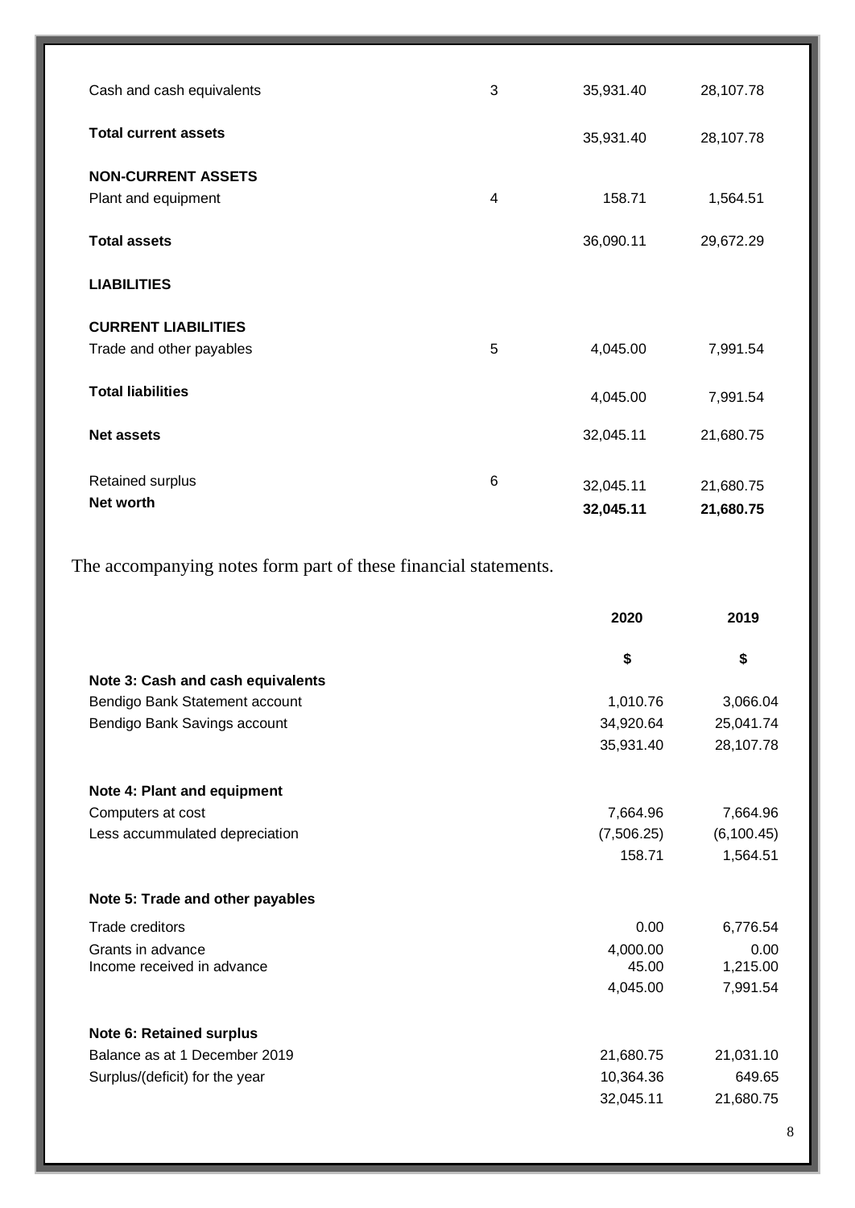| | Note | | |
|---|---|---|---|
| Cash and cash equivalents | 3 | 35,931.40 | 28,107.78 |
| **Total current assets** | | 35,931.40 | 28,107.78 |
| **NON-CURRENT ASSETS** | | | |
| Plant and equipment | 4 | 158.71 | 1,564.51 |
| **Total assets** | | 36,090.11 | 29,672.29 |
| **LIABILITIES** | | | |
| **CURRENT LIABILITIES** | | | |
| Trade and other payables | 5 | 4,045.00 | 7,991.54 |
| **Total liabilities** | | 4,045.00 | 7,991.54 |
| **Net assets** | | 32,045.11 | 21,680.75 |
| Retained surplus | 6 | 32,045.11 | 21,680.75 |
| **Net worth** | | **32,045.11** | **21,680.75** |

The accompanying notes form part of these financial statements.

| | 2020 | 2019 |
|---|---|---|
| | $ | $ |
| **Note 3: Cash and cash equivalents** | | |
| Bendigo Bank Statement account | 1,010.76 | 3,066.04 |
| Bendigo Bank Savings account | 34,920.64 | 25,041.74 |
| | 35,931.40 | 28,107.78 |
| **Note 4: Plant and equipment** | | |
| Computers at cost | 7,664.96 | 7,664.96 |
| Less accummulated depreciation | (7,506.25) | (6,100.45) |
| | 158.71 | 1,564.51 |
| **Note 5: Trade and other payables** | | |
| Trade creditors | 0.00 | 6,776.54 |
| Grants in advance | 4,000.00 | 0.00 |
| Income received in advance | 45.00 | 1,215.00 |
| | 4,045.00 | 7,991.54 |
| **Note 6: Retained surplus** | | |
| Balance as at 1 December 2019 | 21,680.75 | 21,031.10 |
| Surplus/(deficit) for the year | 10,364.36 | 649.65 |
| | 32,045.11 | 21,680.75 |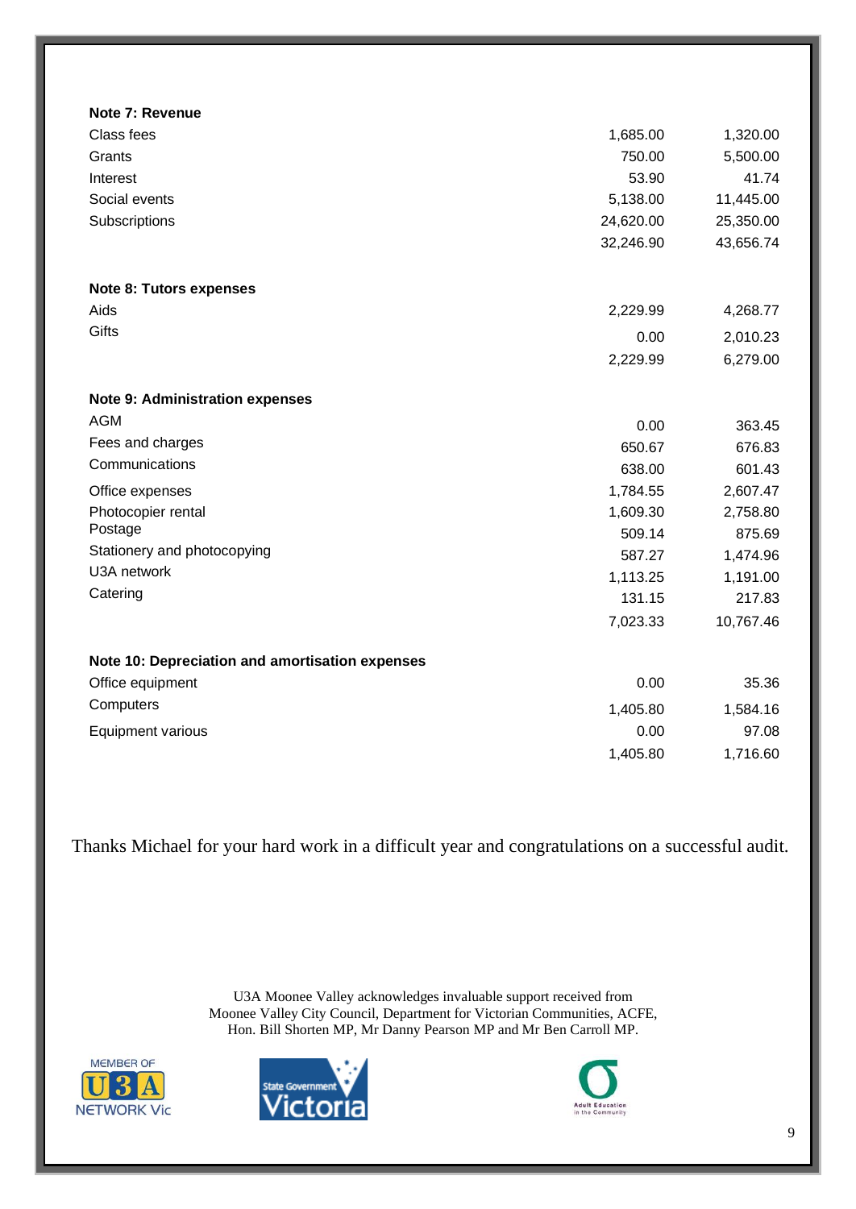**Note 7: Revenue**

| | | |
|---|---|---|
| Class fees | 1,685.00 | 1,320.00 |
| Grants | 750.00 | 5,500.00 |
| Interest | 53.90 | 41.74 |
| Social events | 5,138.00 | 11,445.00 |
| Subscriptions | 24,620.00 | 25,350.00 |
| | 32,246.90 | 43,656.74 |

**Note 8: Tutors expenses**

| | | |
|---|---|---|
| Aids | 2,229.99 | 4,268.77 |
| Gifts | 0.00 | 2,010.23 |
| | 2,229.99 | 6,279.00 |

**Note 9: Administration expenses**

| | | |
|---|---|---|
| AGM | 0.00 | 363.45 |
| Fees and charges | 650.67 | 676.83 |
| Communications | 638.00 | 601.43 |
| Office expenses | 1,784.55 | 2,607.47 |
| Photocopier rental | 1,609.30 | 2,758.80 |
| Postage | 509.14 | 875.69 |
| Stationery and photocopying | 587.27 | 1,474.96 |
| U3A network | 1,113.25 | 1,191.00 |
| Catering | 131.15 | 217.83 |
| | 7,023.33 | 10,767.46 |

**Note 10: Depreciation and amortisation expenses**

| | | |
|---|---|---|
| Office equipment | 0.00 | 35.36 |
| Computers | 1,405.80 | 1,584.16 |
| Equipment various | 0.00 | 97.08 |
| | 1,405.80 | 1,716.60 |

Thanks Michael for your hard work in a difficult year and congratulations on a successful audit.

U3A Moonee Valley acknowledges invaluable support received from Moonee Valley City Council, Department for Victorian Communities, ACFE, Hon. Bill Shorten MP, Mr Danny Pearson MP and Mr Ben Carroll MP.